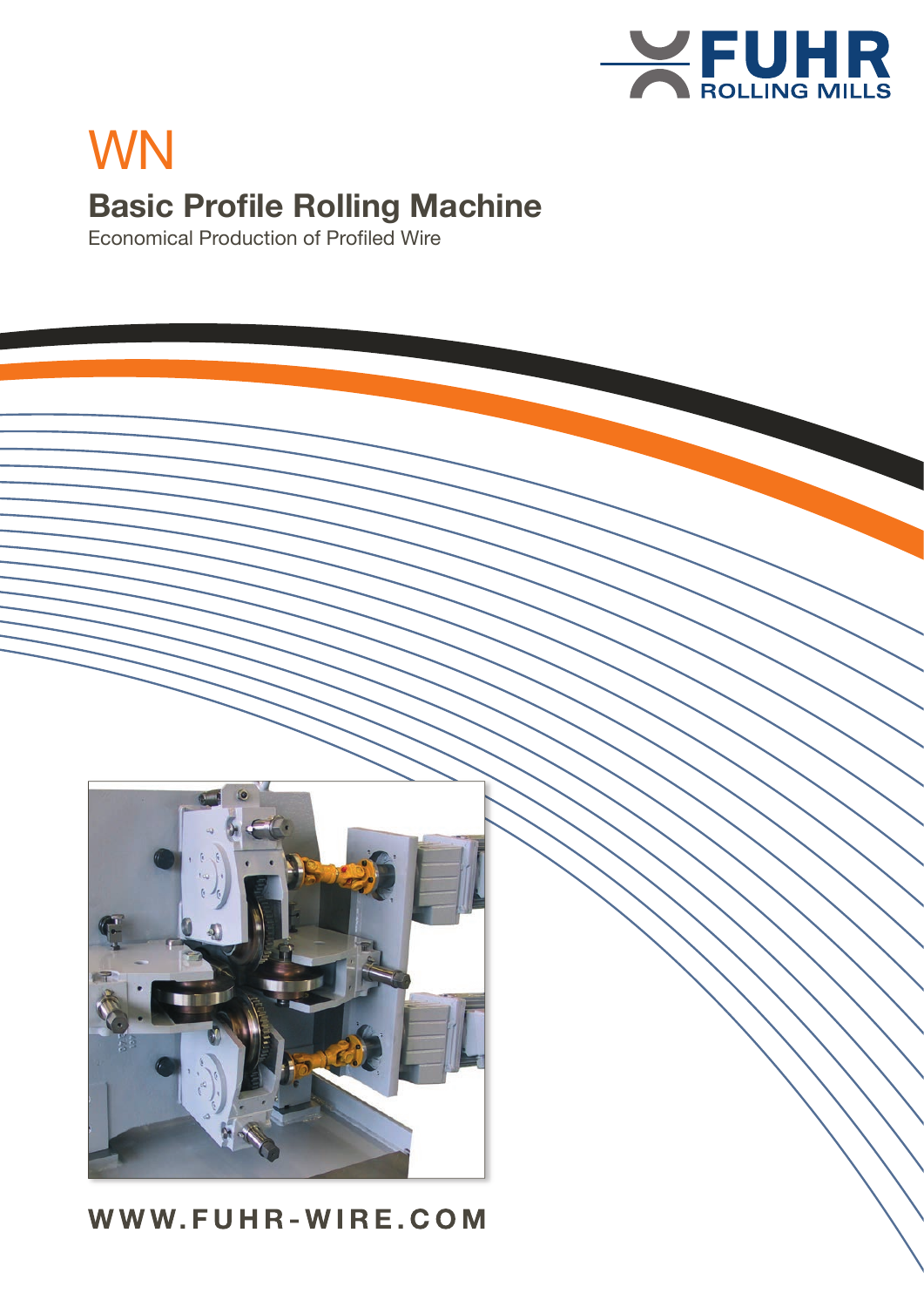FUHR
ROLLING MILLS

# WN

## Basic Profile Rolling Machine

Economical Production of Profiled Wire

WWW.FUHR-WIRE.COM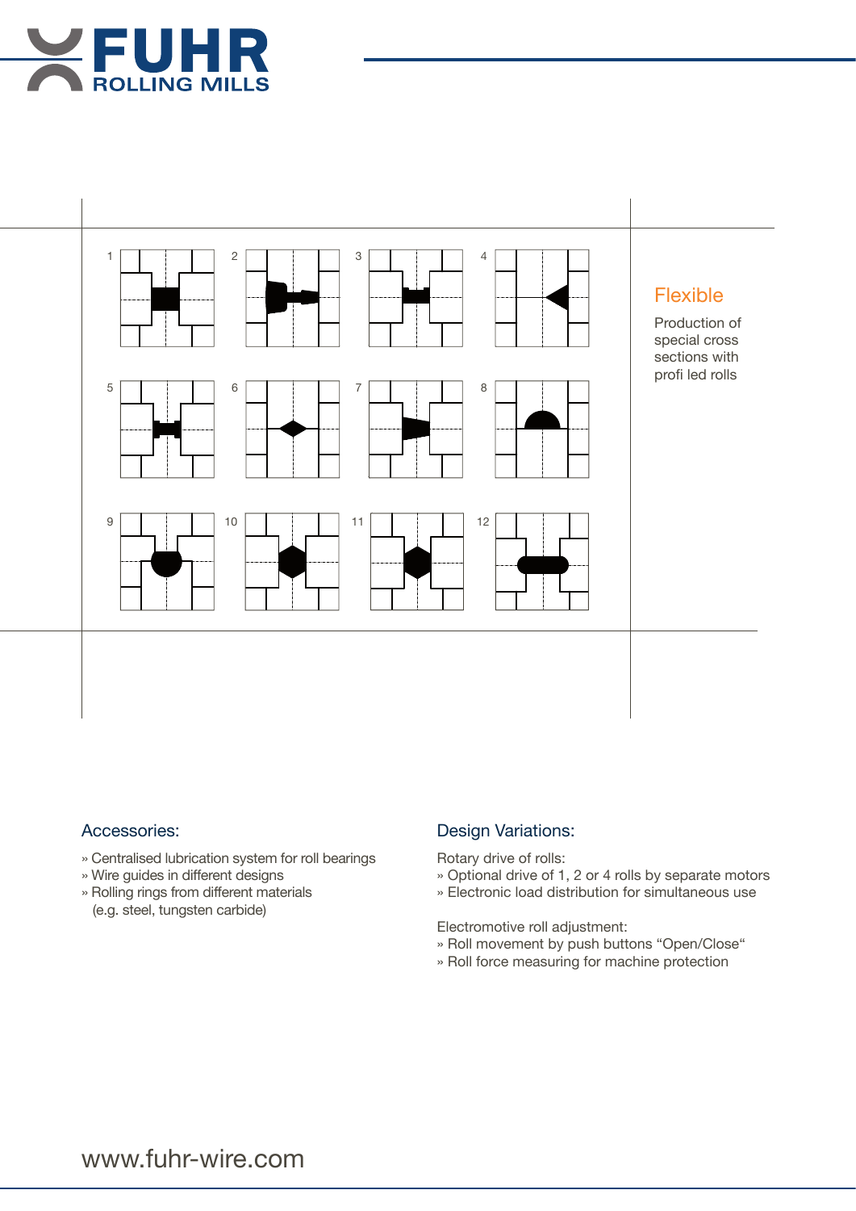1 2 3 4

5 6 7 8

9 10 11 12

## Flexible

Production of special cross sections with profi led rolls

## Accessories:

» Centralised lubrication system for roll bearings
» Wire guides in different designs
» Rolling rings from different materials
(e.g. steel, tungsten carbide)

## Design Variations:

Rotary drive of rolls:
» Optional drive of 1, 2 or 4 rolls by separate motors
» Electronic load distribution for simultaneous use

Electromotive roll adjustment:
» Roll movement by push buttons “Open/Close“
» Roll force measuring for machine protection

www.fuhr-wire.com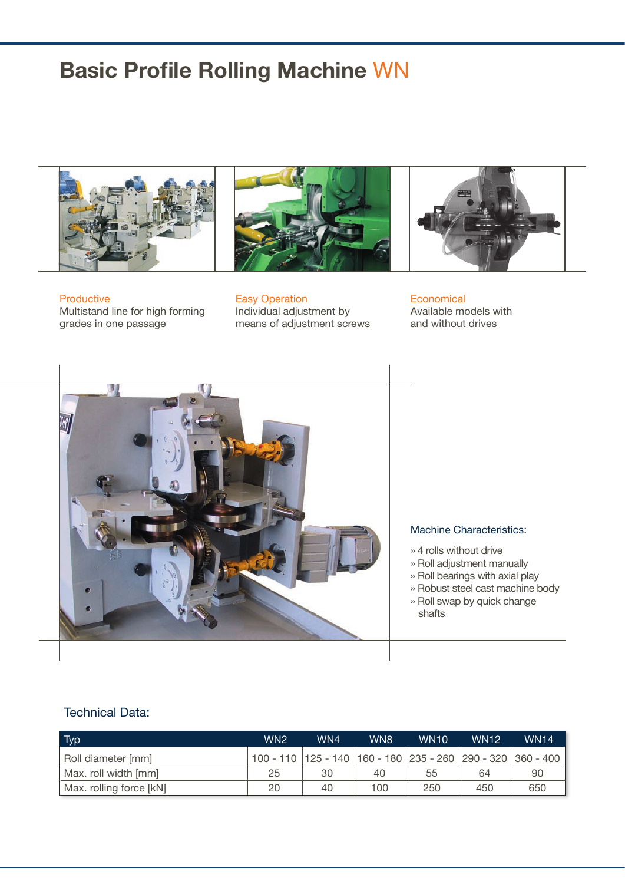# Basic Profile Rolling Machine WN

**Productive**
Multistand line for high forming grades in one passage

**Easy Operation**
Individual adjustment by means of adjustment screws

**Economical**
Available models with and without drives

## Machine Characteristics:

- 4 rolls without drive
- Roll adjustment manually
- Roll bearings with axial play
- Robust steel cast machine body
- Roll swap by quick change shafts

## Technical Data:

| Typ | WN2 | WN4 | WN8 | WN10 | WN12 | WN14 |
|---|---|---|---|---|---|---|
| Roll diameter [mm] | 100 - 110 | 125 - 140 | 160 - 180 | 235 - 260 | 290 - 320 | 360 - 400 |
| Max. roll width [mm] | 25 | 30 | 40 | 55 | 64 | 90 |
| Max. rolling force [kN] | 20 | 40 | 100 | 250 | 450 | 650 |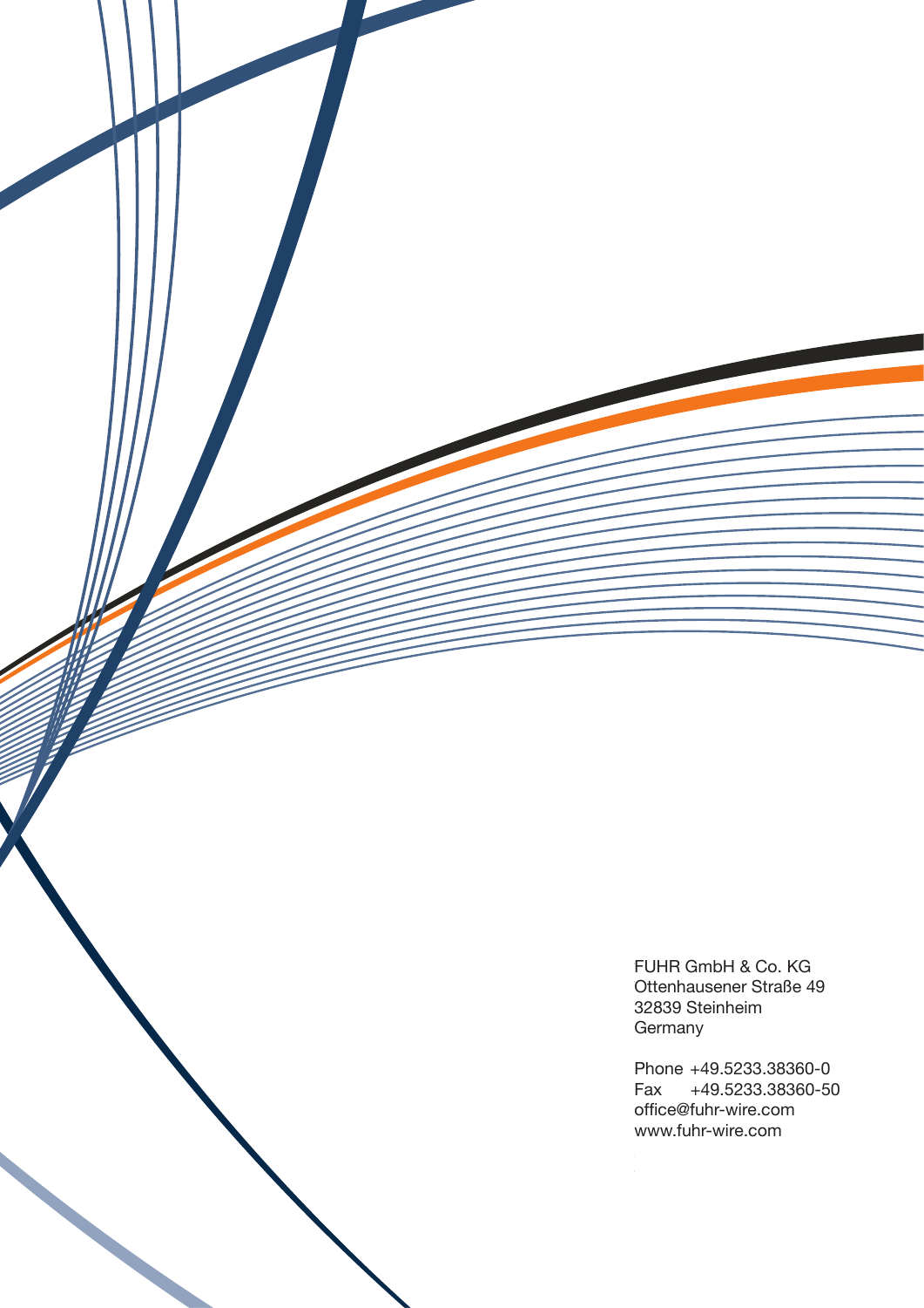FUHR GmbH & Co. KG
Ottenhausener Straße 49
32839 Steinheim
Germany

Phone +49.5233.38360-0
Fax +49.5233.38360-50
office@fuhr-wire.com
www.fuhr-wire.com